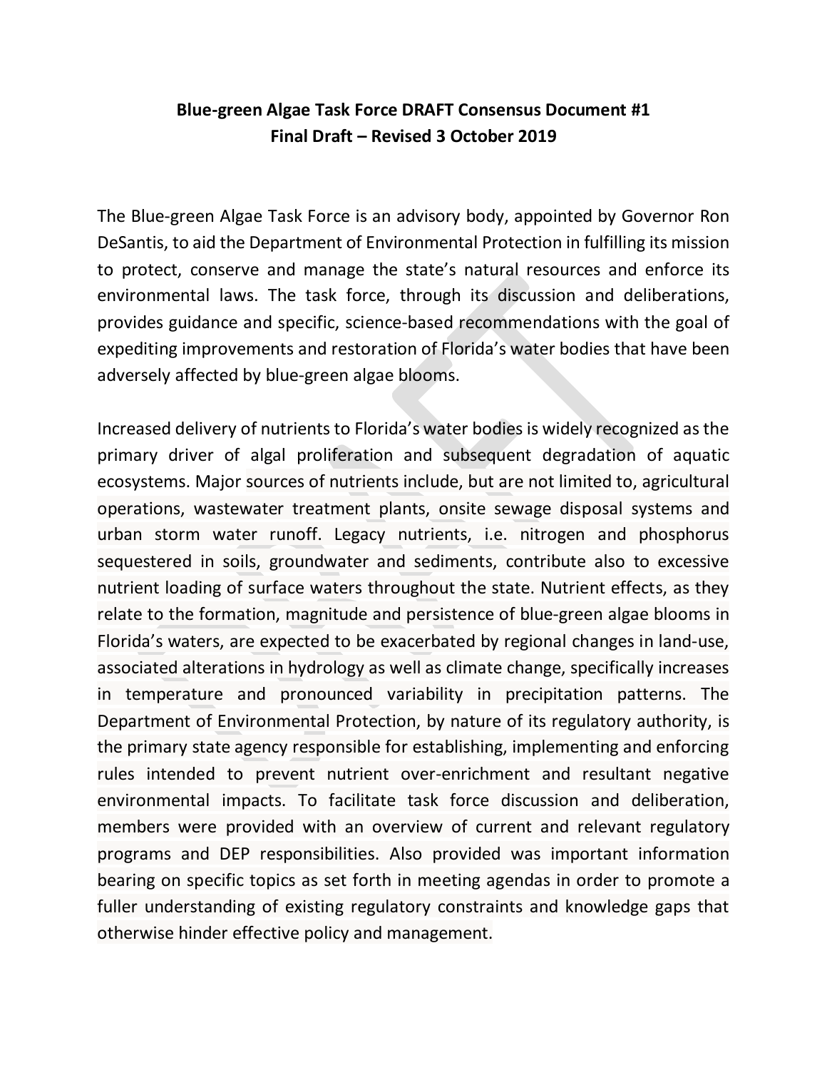# Blue-green Algae Task Force DRAFT Consensus Document #1
## Final Draft – Revised 3 October 2019

The Blue-green Algae Task Force is an advisory body, appointed by Governor Ron DeSantis, to aid the Department of Environmental Protection in fulfilling its mission to protect, conserve and manage the state's natural resources and enforce its environmental laws. The task force, through its discussion and deliberations, provides guidance and specific, science-based recommendations with the goal of expediting improvements and restoration of Florida's water bodies that have been adversely affected by blue-green algae blooms.

Increased delivery of nutrients to Florida's water bodies is widely recognized as the primary driver of algal proliferation and subsequent degradation of aquatic ecosystems. Major sources of nutrients include, but are not limited to, agricultural operations, wastewater treatment plants, onsite sewage disposal systems and urban storm water runoff. Legacy nutrients, i.e. nitrogen and phosphorus sequestered in soils, groundwater and sediments, contribute also to excessive nutrient loading of surface waters throughout the state. Nutrient effects, as they relate to the formation, magnitude and persistence of blue-green algae blooms in Florida's waters, are expected to be exacerbated by regional changes in land-use, associated alterations in hydrology as well as climate change, specifically increases in temperature and pronounced variability in precipitation patterns. The Department of Environmental Protection, by nature of its regulatory authority, is the primary state agency responsible for establishing, implementing and enforcing rules intended to prevent nutrient over-enrichment and resultant negative environmental impacts. To facilitate task force discussion and deliberation, members were provided with an overview of current and relevant regulatory programs and DEP responsibilities. Also provided was important information bearing on specific topics as set forth in meeting agendas in order to promote a fuller understanding of existing regulatory constraints and knowledge gaps that otherwise hinder effective policy and management.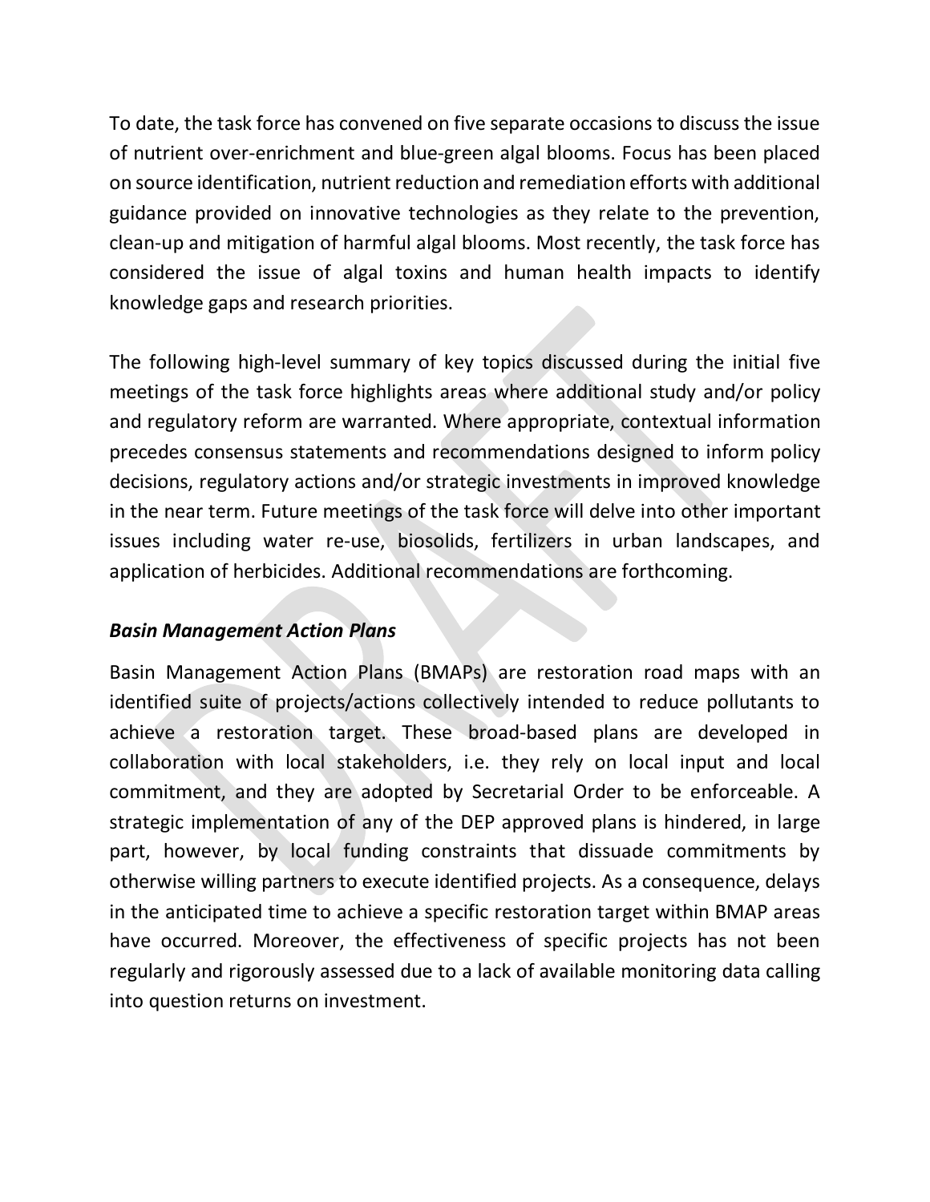To date, the task force has convened on five separate occasions to discuss the issue of nutrient over-enrichment and blue-green algal blooms. Focus has been placed on source identification, nutrient reduction and remediation efforts with additional guidance provided on innovative technologies as they relate to the prevention, clean-up and mitigation of harmful algal blooms. Most recently, the task force has considered the issue of algal toxins and human health impacts to identify knowledge gaps and research priorities.

The following high-level summary of key topics discussed during the initial five meetings of the task force highlights areas where additional study and/or policy and regulatory reform are warranted. Where appropriate, contextual information precedes consensus statements and recommendations designed to inform policy decisions, regulatory actions and/or strategic investments in improved knowledge in the near term. Future meetings of the task force will delve into other important issues including water re-use, biosolids, fertilizers in urban landscapes, and application of herbicides. Additional recommendations are forthcoming.

### *Basin Management Action Plans*

Basin Management Action Plans (BMAPs) are restoration road maps with an identified suite of projects/actions collectively intended to reduce pollutants to achieve a restoration target. These broad-based plans are developed in collaboration with local stakeholders, i.e. they rely on local input and local commitment, and they are adopted by Secretarial Order to be enforceable. A strategic implementation of any of the DEP approved plans is hindered, in large part, however, by local funding constraints that dissuade commitments by otherwise willing partners to execute identified projects. As a consequence, delays in the anticipated time to achieve a specific restoration target within BMAP areas have occurred. Moreover, the effectiveness of specific projects has not been regularly and rigorously assessed due to a lack of available monitoring data calling into question returns on investment.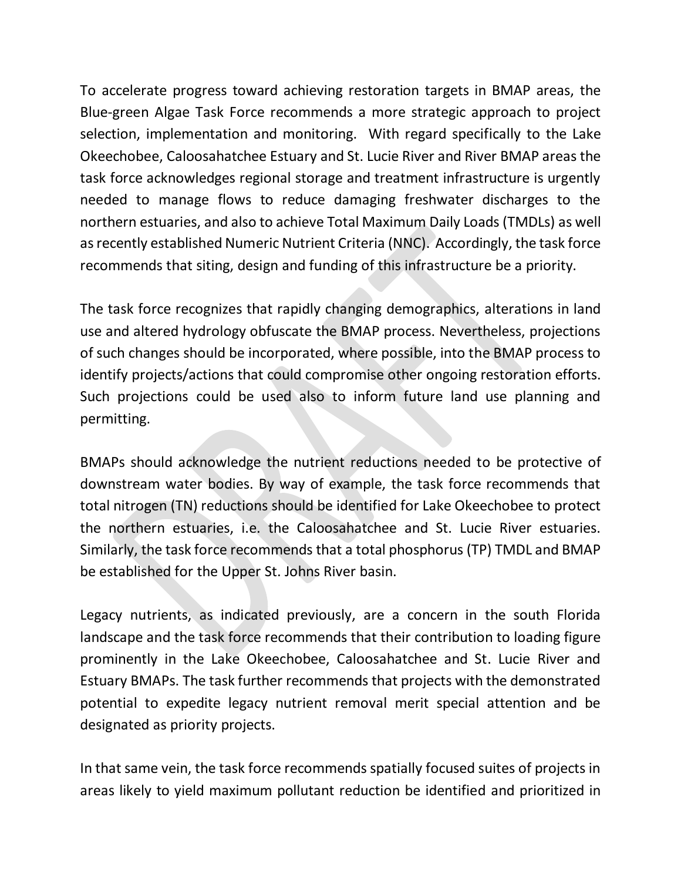To accelerate progress toward achieving restoration targets in BMAP areas, the Blue-green Algae Task Force recommends a more strategic approach to project selection, implementation and monitoring. With regard specifically to the Lake Okeechobee, Caloosahatchee Estuary and St. Lucie River and River BMAP areas the task force acknowledges regional storage and treatment infrastructure is urgently needed to manage flows to reduce damaging freshwater discharges to the northern estuaries, and also to achieve Total Maximum Daily Loads (TMDLs) as well as recently established Numeric Nutrient Criteria (NNC). Accordingly, the task force recommends that siting, design and funding of this infrastructure be a priority.

The task force recognizes that rapidly changing demographics, alterations in land use and altered hydrology obfuscate the BMAP process. Nevertheless, projections of such changes should be incorporated, where possible, into the BMAP process to identify projects/actions that could compromise other ongoing restoration efforts. Such projections could be used also to inform future land use planning and permitting.

BMAPs should acknowledge the nutrient reductions needed to be protective of downstream water bodies. By way of example, the task force recommends that total nitrogen (TN) reductions should be identified for Lake Okeechobee to protect the northern estuaries, i.e. the Caloosahatchee and St. Lucie River estuaries. Similarly, the task force recommends that a total phosphorus (TP) TMDL and BMAP be established for the Upper St. Johns River basin.

Legacy nutrients, as indicated previously, are a concern in the south Florida landscape and the task force recommends that their contribution to loading figure prominently in the Lake Okeechobee, Caloosahatchee and St. Lucie River and Estuary BMAPs. The task further recommends that projects with the demonstrated potential to expedite legacy nutrient removal merit special attention and be designated as priority projects.

In that same vein, the task force recommends spatially focused suites of projects in areas likely to yield maximum pollutant reduction be identified and prioritized in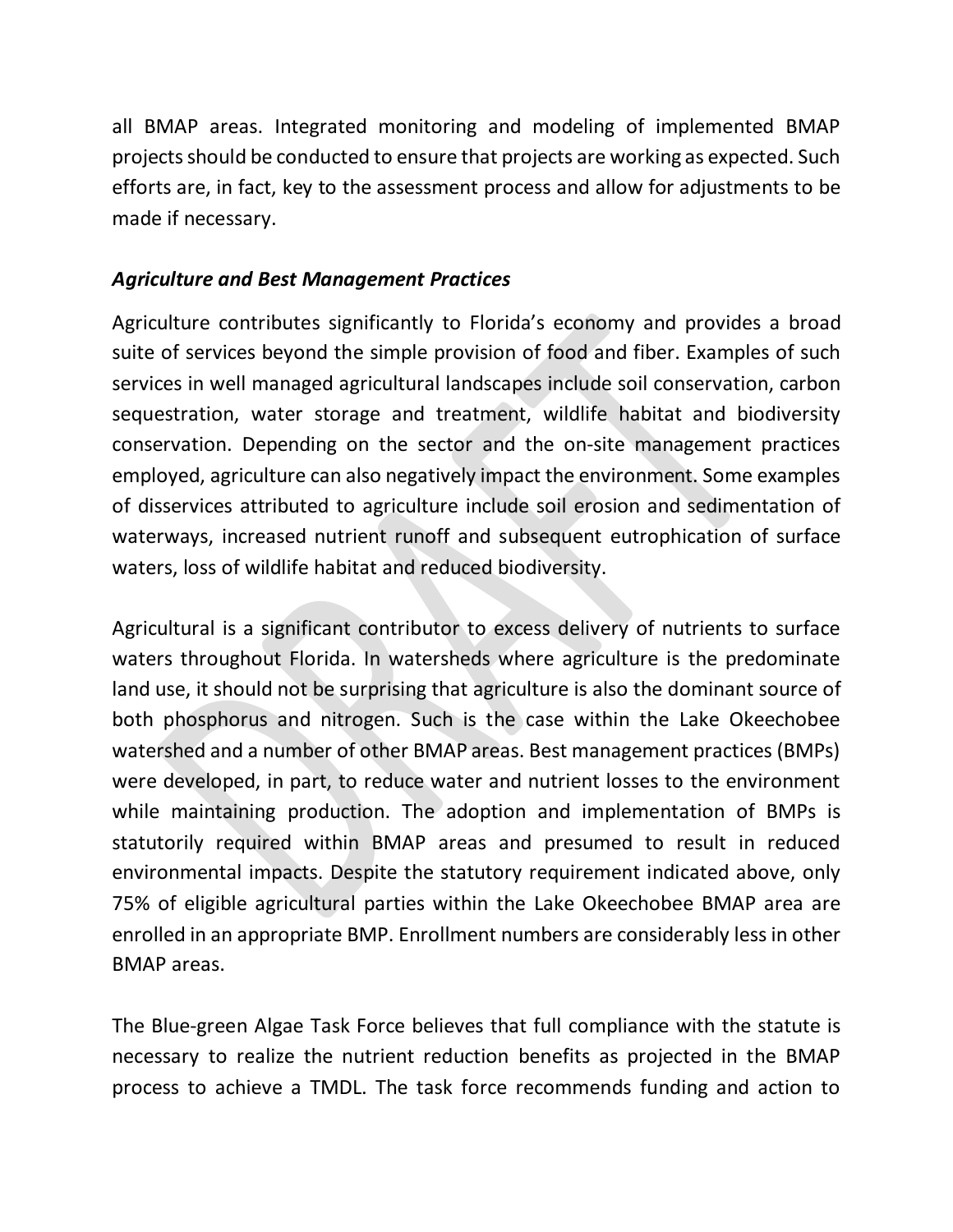all BMAP areas. Integrated monitoring and modeling of implemented BMAP projects should be conducted to ensure that projects are working as expected. Such efforts are, in fact, key to the assessment process and allow for adjustments to be made if necessary.

***Agriculture and Best Management Practices***

Agriculture contributes significantly to Florida's economy and provides a broad suite of services beyond the simple provision of food and fiber. Examples of such services in well managed agricultural landscapes include soil conservation, carbon sequestration, water storage and treatment, wildlife habitat and biodiversity conservation. Depending on the sector and the on-site management practices employed, agriculture can also negatively impact the environment. Some examples of disservices attributed to agriculture include soil erosion and sedimentation of waterways, increased nutrient runoff and subsequent eutrophication of surface waters, loss of wildlife habitat and reduced biodiversity.

Agricultural is a significant contributor to excess delivery of nutrients to surface waters throughout Florida. In watersheds where agriculture is the predominate land use, it should not be surprising that agriculture is also the dominant source of both phosphorus and nitrogen. Such is the case within the Lake Okeechobee watershed and a number of other BMAP areas. Best management practices (BMPs) were developed, in part, to reduce water and nutrient losses to the environment while maintaining production. The adoption and implementation of BMPs is statutorily required within BMAP areas and presumed to result in reduced environmental impacts. Despite the statutory requirement indicated above, only 75% of eligible agricultural parties within the Lake Okeechobee BMAP area are enrolled in an appropriate BMP. Enrollment numbers are considerably less in other BMAP areas.

The Blue-green Algae Task Force believes that full compliance with the statute is necessary to realize the nutrient reduction benefits as projected in the BMAP process to achieve a TMDL. The task force recommends funding and action to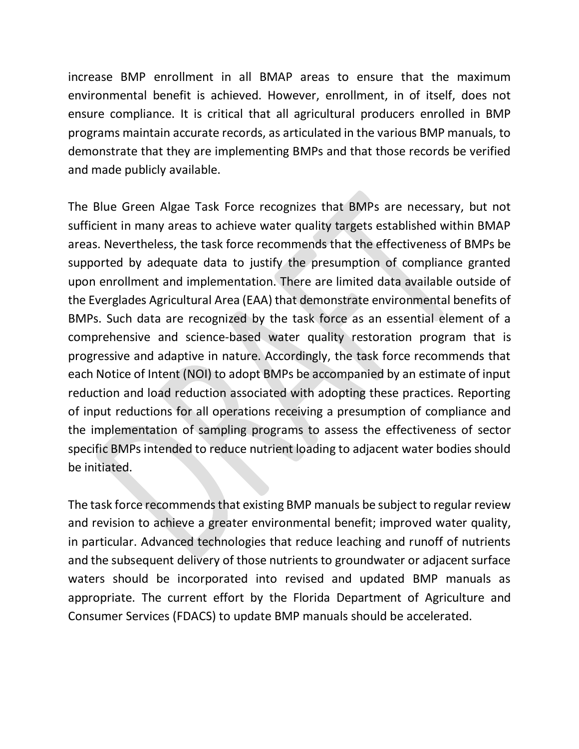increase BMP enrollment in all BMAP areas to ensure that the maximum environmental benefit is achieved. However, enrollment, in of itself, does not ensure compliance. It is critical that all agricultural producers enrolled in BMP programs maintain accurate records, as articulated in the various BMP manuals, to demonstrate that they are implementing BMPs and that those records be verified and made publicly available.

The Blue Green Algae Task Force recognizes that BMPs are necessary, but not sufficient in many areas to achieve water quality targets established within BMAP areas. Nevertheless, the task force recommends that the effectiveness of BMPs be supported by adequate data to justify the presumption of compliance granted upon enrollment and implementation. There are limited data available outside of the Everglades Agricultural Area (EAA) that demonstrate environmental benefits of BMPs. Such data are recognized by the task force as an essential element of a comprehensive and science-based water quality restoration program that is progressive and adaptive in nature. Accordingly, the task force recommends that each Notice of Intent (NOI) to adopt BMPs be accompanied by an estimate of input reduction and load reduction associated with adopting these practices. Reporting of input reductions for all operations receiving a presumption of compliance and the implementation of sampling programs to assess the effectiveness of sector specific BMPs intended to reduce nutrient loading to adjacent water bodies should be initiated.

The task force recommends that existing BMP manuals be subject to regular review and revision to achieve a greater environmental benefit; improved water quality, in particular. Advanced technologies that reduce leaching and runoff of nutrients and the subsequent delivery of those nutrients to groundwater or adjacent surface waters should be incorporated into revised and updated BMP manuals as appropriate. The current effort by the Florida Department of Agriculture and Consumer Services (FDACS) to update BMP manuals should be accelerated.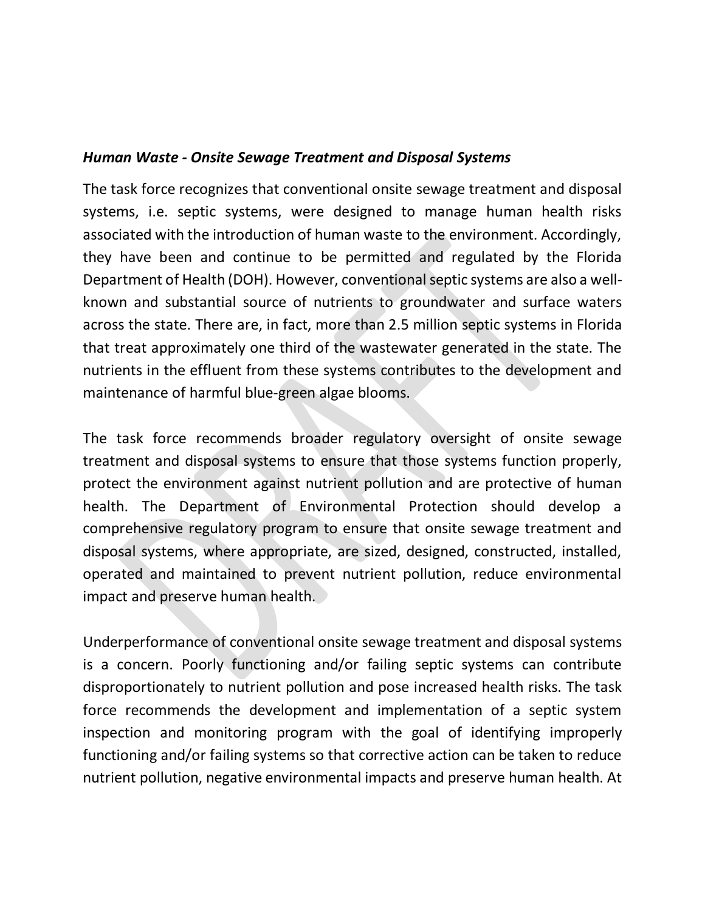***Human Waste - Onsite Sewage Treatment and Disposal Systems***

The task force recognizes that conventional onsite sewage treatment and disposal systems, i.e. septic systems, were designed to manage human health risks associated with the introduction of human waste to the environment. Accordingly, they have been and continue to be permitted and regulated by the Florida Department of Health (DOH). However, conventional septic systems are also a well-known and substantial source of nutrients to groundwater and surface waters across the state. There are, in fact, more than 2.5 million septic systems in Florida that treat approximately one third of the wastewater generated in the state. The nutrients in the effluent from these systems contributes to the development and maintenance of harmful blue-green algae blooms.

The task force recommends broader regulatory oversight of onsite sewage treatment and disposal systems to ensure that those systems function properly, protect the environment against nutrient pollution and are protective of human health. The Department of Environmental Protection should develop a comprehensive regulatory program to ensure that onsite sewage treatment and disposal systems, where appropriate, are sized, designed, constructed, installed, operated and maintained to prevent nutrient pollution, reduce environmental impact and preserve human health.

Underperformance of conventional onsite sewage treatment and disposal systems is a concern. Poorly functioning and/or failing septic systems can contribute disproportionately to nutrient pollution and pose increased health risks. The task force recommends the development and implementation of a septic system inspection and monitoring program with the goal of identifying improperly functioning and/or failing systems so that corrective action can be taken to reduce nutrient pollution, negative environmental impacts and preserve human health. At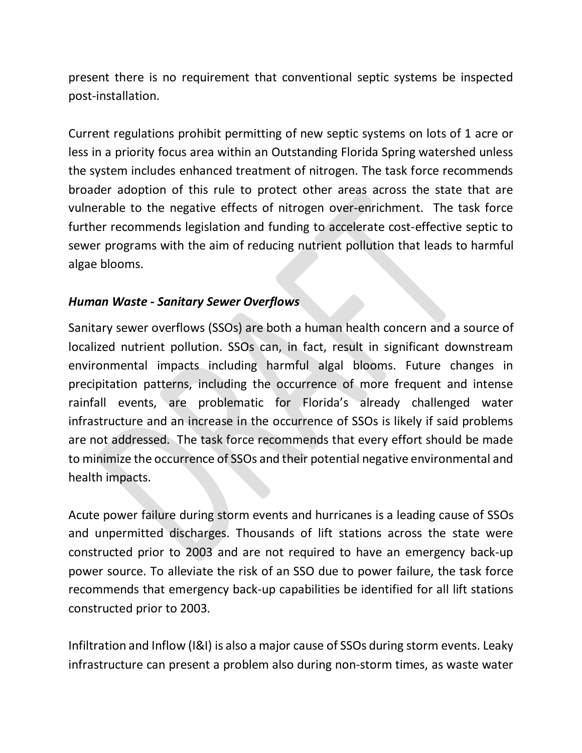present there is no requirement that conventional septic systems be inspected post-installation.

Current regulations prohibit permitting of new septic systems on lots of 1 acre or less in a priority focus area within an Outstanding Florida Spring watershed unless the system includes enhanced treatment of nitrogen. The task force recommends broader adoption of this rule to protect other areas across the state that are vulnerable to the negative effects of nitrogen over-enrichment. The task force further recommends legislation and funding to accelerate cost-effective septic to sewer programs with the aim of reducing nutrient pollution that leads to harmful algae blooms.

***Human Waste - Sanitary Sewer Overflows***

Sanitary sewer overflows (SSOs) are both a human health concern and a source of localized nutrient pollution. SSOs can, in fact, result in significant downstream environmental impacts including harmful algal blooms. Future changes in precipitation patterns, including the occurrence of more frequent and intense rainfall events, are problematic for Florida's already challenged water infrastructure and an increase in the occurrence of SSOs is likely if said problems are not addressed. The task force recommends that every effort should be made to minimize the occurrence of SSOs and their potential negative environmental and health impacts.

Acute power failure during storm events and hurricanes is a leading cause of SSOs and unpermitted discharges. Thousands of lift stations across the state were constructed prior to 2003 and are not required to have an emergency back-up power source. To alleviate the risk of an SSO due to power failure, the task force recommends that emergency back-up capabilities be identified for all lift stations constructed prior to 2003.

Infiltration and Inflow (I&I) is also a major cause of SSOs during storm events. Leaky infrastructure can present a problem also during non-storm times, as waste water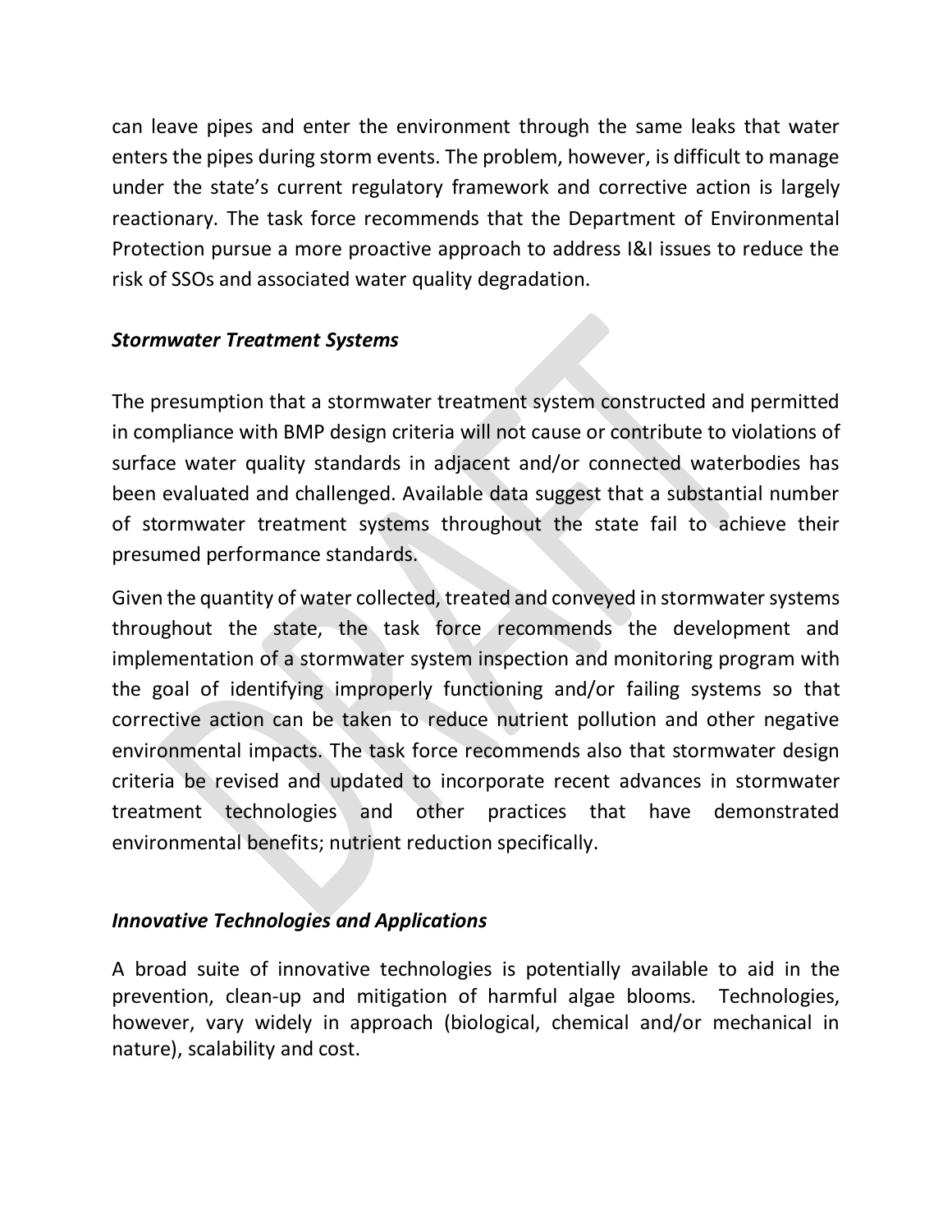can leave pipes and enter the environment through the same leaks that water enters the pipes during storm events. The problem, however, is difficult to manage under the state's current regulatory framework and corrective action is largely reactionary. The task force recommends that the Department of Environmental Protection pursue a more proactive approach to address I&I issues to reduce the risk of SSOs and associated water quality degradation.

***Stormwater Treatment Systems***

The presumption that a stormwater treatment system constructed and permitted in compliance with BMP design criteria will not cause or contribute to violations of surface water quality standards in adjacent and/or connected waterbodies has been evaluated and challenged. Available data suggest that a substantial number of stormwater treatment systems throughout the state fail to achieve their presumed performance standards.

Given the quantity of water collected, treated and conveyed in stormwater systems throughout the state, the task force recommends the development and implementation of a stormwater system inspection and monitoring program with the goal of identifying improperly functioning and/or failing systems so that corrective action can be taken to reduce nutrient pollution and other negative environmental impacts. The task force recommends also that stormwater design criteria be revised and updated to incorporate recent advances in stormwater treatment technologies and other practices that have demonstrated environmental benefits; nutrient reduction specifically.

***Innovative Technologies and Applications***

A broad suite of innovative technologies is potentially available to aid in the prevention, clean-up and mitigation of harmful algae blooms. Technologies, however, vary widely in approach (biological, chemical and/or mechanical in nature), scalability and cost.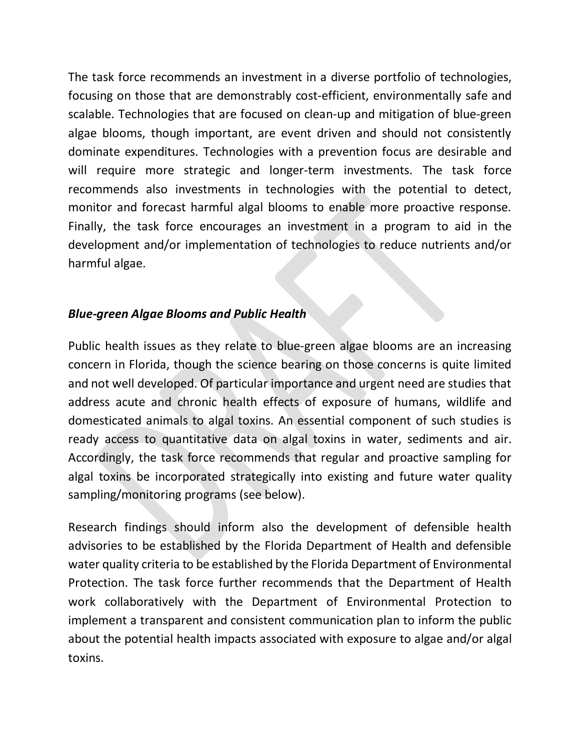The task force recommends an investment in a diverse portfolio of technologies, focusing on those that are demonstrably cost-efficient, environmentally safe and scalable. Technologies that are focused on clean-up and mitigation of blue-green algae blooms, though important, are event driven and should not consistently dominate expenditures. Technologies with a prevention focus are desirable and will require more strategic and longer-term investments. The task force recommends also investments in technologies with the potential to detect, monitor and forecast harmful algal blooms to enable more proactive response. Finally, the task force encourages an investment in a program to aid in the development and/or implementation of technologies to reduce nutrients and/or harmful algae.

***Blue-green Algae Blooms and Public Health***

Public health issues as they relate to blue-green algae blooms are an increasing concern in Florida, though the science bearing on those concerns is quite limited and not well developed. Of particular importance and urgent need are studies that address acute and chronic health effects of exposure of humans, wildlife and domesticated animals to algal toxins. An essential component of such studies is ready access to quantitative data on algal toxins in water, sediments and air. Accordingly, the task force recommends that regular and proactive sampling for algal toxins be incorporated strategically into existing and future water quality sampling/monitoring programs (see below).

Research findings should inform also the development of defensible health advisories to be established by the Florida Department of Health and defensible water quality criteria to be established by the Florida Department of Environmental Protection. The task force further recommends that the Department of Health work collaboratively with the Department of Environmental Protection to implement a transparent and consistent communication plan to inform the public about the potential health impacts associated with exposure to algae and/or algal toxins.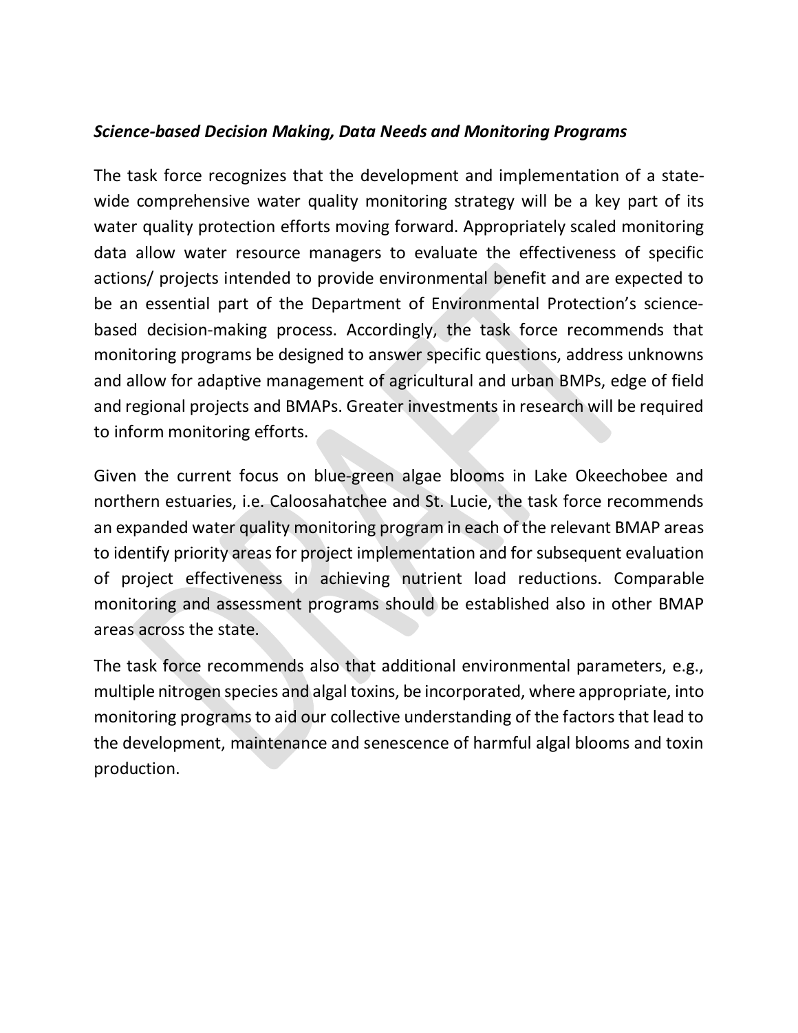***Science-based Decision Making, Data Needs and Monitoring Programs***

The task force recognizes that the development and implementation of a state-wide comprehensive water quality monitoring strategy will be a key part of its water quality protection efforts moving forward. Appropriately scaled monitoring data allow water resource managers to evaluate the effectiveness of specific actions/ projects intended to provide environmental benefit and are expected to be an essential part of the Department of Environmental Protection's science-based decision-making process. Accordingly, the task force recommends that monitoring programs be designed to answer specific questions, address unknowns and allow for adaptive management of agricultural and urban BMPs, edge of field and regional projects and BMAPs. Greater investments in research will be required to inform monitoring efforts.

Given the current focus on blue-green algae blooms in Lake Okeechobee and northern estuaries, i.e. Caloosahatchee and St. Lucie, the task force recommends an expanded water quality monitoring program in each of the relevant BMAP areas to identify priority areas for project implementation and for subsequent evaluation of project effectiveness in achieving nutrient load reductions. Comparable monitoring and assessment programs should be established also in other BMAP areas across the state.

The task force recommends also that additional environmental parameters, e.g., multiple nitrogen species and algal toxins, be incorporated, where appropriate, into monitoring programs to aid our collective understanding of the factors that lead to the development, maintenance and senescence of harmful algal blooms and toxin production.